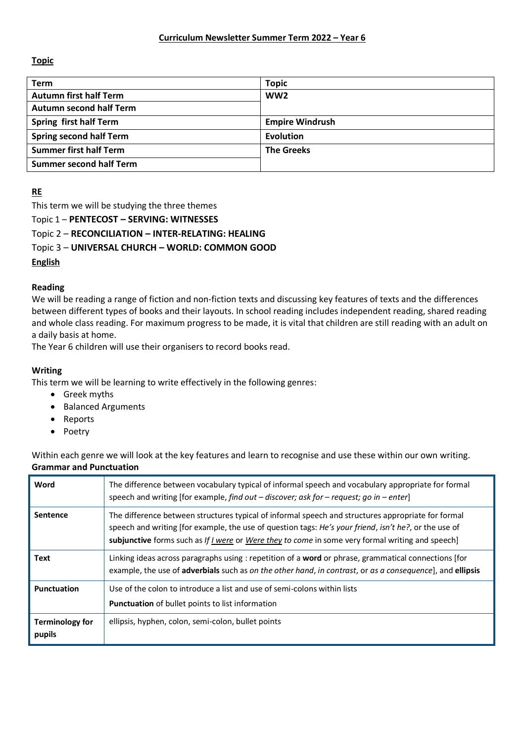# Curriculum Newsletter Summer Term 2022 – Year 6

## Topic

| Term | Topic |
|---|---|
| Autumn first half Term | WW2 |
| Autumn second half Term | |
| Spring first half Term | Empire Windrush |
| Spring second half Term | Evolution |
| Summer first half Term | The Greeks |
| Summer second half Term | |

## RE

This term we will be studying the three themes

Topic 1 – **PENTECOST – SERVING: WITNESSES**

Topic 2 – **RECONCILIATION – INTER-RELATING: HEALING**

Topic 3 – **UNIVERSAL CHURCH – WORLD: COMMON GOOD**

## English

### Reading

We will be reading a range of fiction and non-fiction texts and discussing key features of texts and the differences between different types of books and their layouts. In school reading includes independent reading, shared reading and whole class reading. For maximum progress to be made, it is vital that children are still reading with an adult on a daily basis at home.

The Year 6 children will use their organisers to record books read.

### Writing

This term we will be learning to write effectively in the following genres:

- Greek myths
- Balanced Arguments
- Reports
- Poetry

Within each genre we will look at the key features and learn to recognise and use these within our own writing.

### Grammar and Punctuation

| | |
|---|---|
| **Word** | The difference between vocabulary typical of informal speech and vocabulary appropriate for formal speech and writing [for example, *find out – discover; ask for – request; go in – enter*] |
| **Sentence** | The difference between structures typical of informal speech and structures appropriate for formal speech and writing [for example, the use of question tags: *He's your friend*, *isn't he?*, or the use of **subjunctive** forms such as *If <u>I were</u>* or *<u>Were they</u> to come* in some very formal writing and speech] |
| **Text** | Linking ideas across paragraphs using : repetition of a **word** or phrase, grammatical connections [for example, the use of **adverbials** such as *on the other hand*, *in contrast*, or *as a consequence*], and **ellipsis** |
| **Punctuation** | Use of the colon to introduce a list and use of semi-colons within lists<br>**Punctuation** of bullet points to list information |
| **Terminology for pupils** | ellipsis, hyphen, colon, semi-colon, bullet points |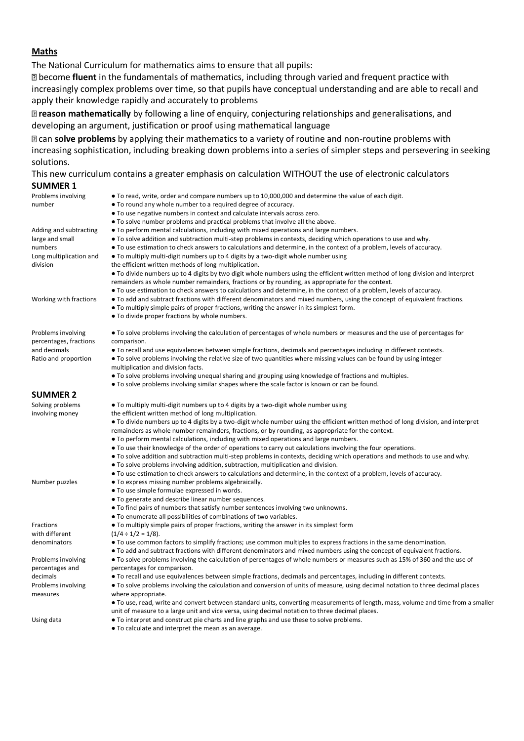## Maths

The National Curriculum for mathematics aims to ensure that all pupils:

- become **fluent** in the fundamentals of mathematics, including through varied and frequent practice with increasingly complex problems over time, so that pupils have conceptual understanding and are able to recall and apply their knowledge rapidly and accurately to problems
- **reason mathematically** by following a line of enquiry, conjecturing relationships and generalisations, and developing an argument, justification or proof using mathematical language
- can **solve problems** by applying their mathematics to a variety of routine and non-routine problems with increasing sophistication, including breaking down problems into a series of simpler steps and persevering in seeking solutions.

This new curriculum contains a greater emphasis on calculation WITHOUT the use of electronic calculators

### SUMMER 1

| Topic | Objectives |
| --- | --- |
| Problems involving number | ● To read, write, order and compare numbers up to 10,000,000 and determine the value of each digit.<br>● To round any whole number to a required degree of accuracy.<br>● To use negative numbers in context and calculate intervals across zero.<br>● To solve number problems and practical problems that involve all the above. |
| Adding and subtracting large and small numbers | ● To perform mental calculations, including with mixed operations and large numbers.<br>● To solve addition and subtraction multi-step problems in contexts, deciding which operations to use and why.<br>● To use estimation to check answers to calculations and determine, in the context of a problem, levels of accuracy. |
| Long multiplication and division | ● To multiply multi-digit numbers up to 4 digits by a two-digit whole number using the efficient written methods of long multiplication.<br>● To divide numbers up to 4 digits by two digit whole numbers using the efficient written method of long division and interpret remainders as whole number remainders, fractions or by rounding, as appropriate for the context.<br>● To use estimation to check answers to calculations and determine, in the context of a problem, levels of accuracy. |
| Working with fractions | ● To add and subtract fractions with different denominators and mixed numbers, using the concept of equivalent fractions.<br>● To multiply simple pairs of proper fractions, writing the answer in its simplest form.<br>● To divide proper fractions by whole numbers. |
| Problems involving percentages, fractions and decimals | ● To solve problems involving the calculation of percentages of whole numbers or measures and the use of percentages for comparison.<br>● To recall and use equivalences between simple fractions, decimals and percentages including in different contexts. |
| Ratio and proportion | ● To solve problems involving the relative size of two quantities where missing values can be found by using integer multiplication and division facts.<br>● To solve problems involving unequal sharing and grouping using knowledge of fractions and multiples.<br>● To solve problems involving similar shapes where the scale factor is known or can be found. |

### SUMMER 2

| Topic | Objectives |
| --- | --- |
| Solving problems involving money | ● To multiply multi-digit numbers up to 4 digits by a two-digit whole number using the efficient written method of long multiplication.<br>● To divide numbers up to 4 digits by a two-digit whole number using the efficient written method of long division, and interpret remainders as whole number remainders, fractions, or by rounding, as appropriate for the context.<br>● To perform mental calculations, including with mixed operations and large numbers.<br>● To use their knowledge of the order of operations to carry out calculations involving the four operations.<br>● To solve addition and subtraction multi-step problems in contexts, deciding which operations and methods to use and why.<br>● To solve problems involving addition, subtraction, multiplication and division.<br>● To use estimation to check answers to calculations and determine, in the context of a problem, levels of accuracy. |
| Number puzzles | ● To express missing number problems algebraically.<br>● To use simple formulae expressed in words.<br>● To generate and describe linear number sequences.<br>● To find pairs of numbers that satisfy number sentences involving two unknowns.<br>● To enumerate all possibilities of combinations of two variables. |
| Fractions with different denominators | ● To multiply simple pairs of proper fractions, writing the answer in its simplest form ($1/4 \div 1/2 = 1/8$).<br>● To use common factors to simplify fractions; use common multiples to express fractions in the same denomination.<br>● To add and subtract fractions with different denominators and mixed numbers using the concept of equivalent fractions. |
| Problems involving percentages and decimals | ● To solve problems involving the calculation of percentages of whole numbers or measures such as 15% of 360 and the use of percentages for comparison.<br>● To recall and use equivalences between simple fractions, decimals and percentages, including in different contexts. |
| Problems involving measures | ● To solve problems involving the calculation and conversion of units of measure, using decimal notation to three decimal places where appropriate.<br>● To use, read, write and convert between standard units, converting measurements of length, mass, volume and time from a smaller unit of measure to a large unit and vice versa, using decimal notation to three decimal places. |
| Using data | ● To interpret and construct pie charts and line graphs and use these to solve problems.<br>● To calculate and interpret the mean as an average. |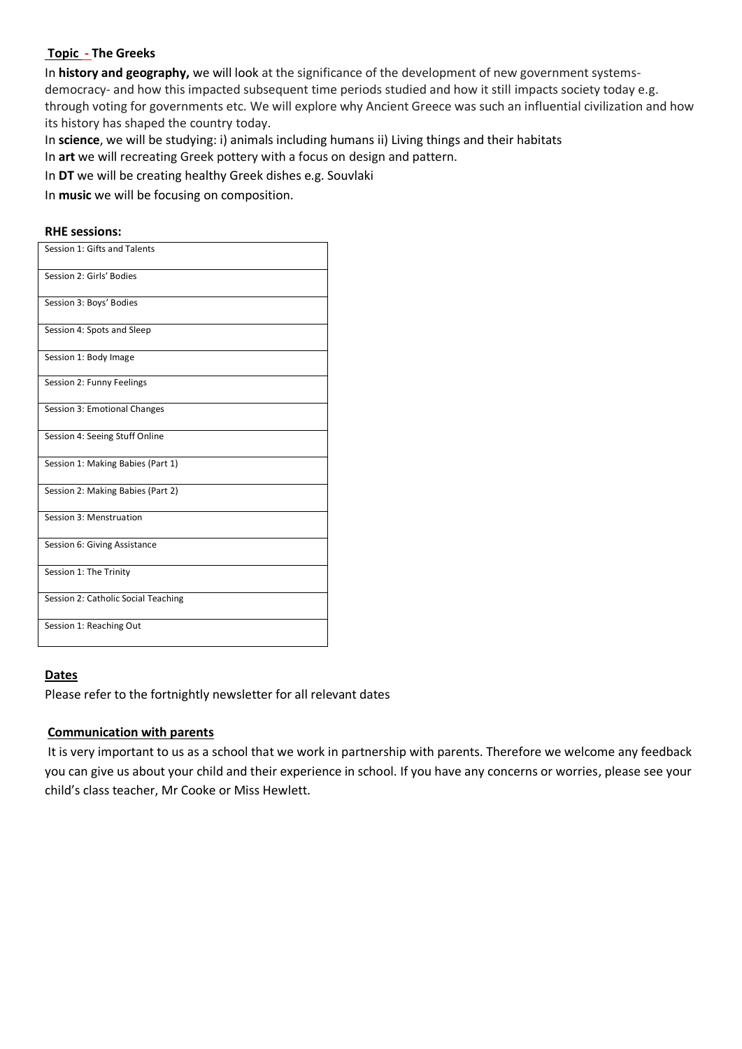## Topic - The Greeks

In **history and geography,** we will look at the significance of the development of new government systems- democracy- and how this impacted subsequent time periods studied and how it still impacts society today e.g. through voting for governments etc. We will explore why Ancient Greece was such an influential civilization and how its history has shaped the country today.

In **science**, we will be studying: i) animals including humans ii) Living things and their habitats

In **art** we will recreating Greek pottery with a focus on design and pattern.

In **DT** we will be creating healthy Greek dishes e.g. Souvlaki

In **music** we will be focusing on composition.

**RHE sessions:**

| |
|---|
| Session 1: Gifts and Talents |
| Session 2: Girls' Bodies |
| Session 3: Boys' Bodies |
| Session 4: Spots and Sleep |
| Session 1: Body Image |
| Session 2: Funny Feelings |
| Session 3: Emotional Changes |
| Session 4: Seeing Stuff Online |
| Session 1: Making Babies (Part 1) |
| Session 2: Making Babies (Part 2) |
| Session 3: Menstruation |
| Session 6: Giving Assistance |
| Session 1: The Trinity |
| Session 2: Catholic Social Teaching |
| Session 1: Reaching Out |

### Dates

Please refer to the fortnightly newsletter for all relevant dates

### Communication with parents

It is very important to us as a school that we work in partnership with parents. Therefore we welcome any feedback you can give us about your child and their experience in school. If you have any concerns or worries, please see your child's class teacher, Mr Cooke or Miss Hewlett.